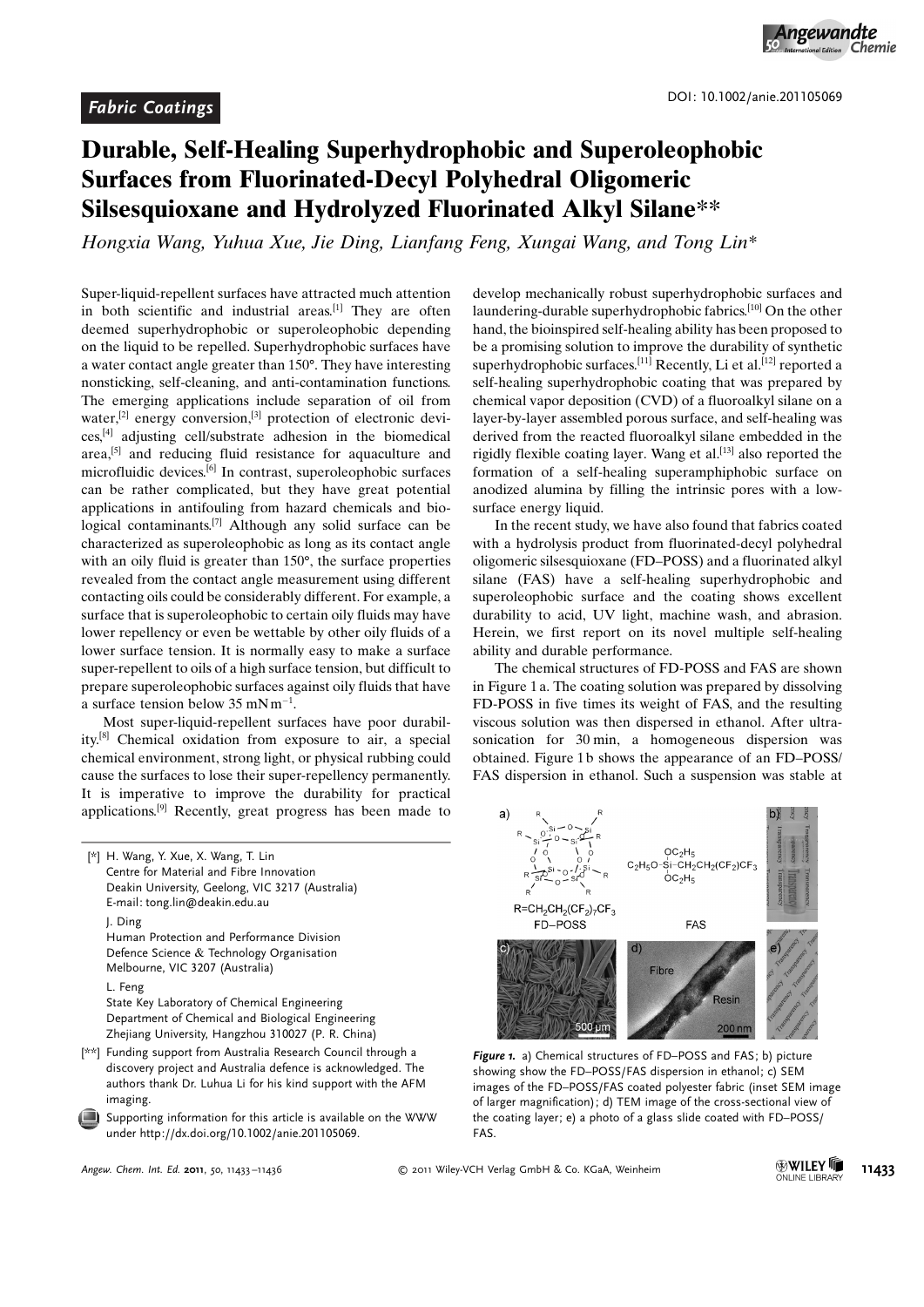*Fabric Coatings*

DOI: 10.1002/anie.201105069

# Durable, Self-Healing Superhydrophobic and Superoleophobic Surfaces from Fluorinated-Decyl Polyhedral Oligomeric Silsesquioxane and Hydrolyzed Fluorinated Alkyl Silane**

*Hongxia Wang, Yuhua Xue, Jie Ding, Lianfang Feng, Xungai Wang, and Tong Lin**

Super-liquid-repellent surfaces have attracted much attention in both scientific and industrial areas.[1] They are often deemed superhydrophobic or superoleophobic depending on the liquid to be repelled. Superhydrophobic surfaces have a water contact angle greater than 150°. They have interesting nonsticking, self-cleaning, and anti-contamination functions. The emerging applications include separation of oil from water,[2] energy conversion,[3] protection of electronic devices,[4] adjusting cell/substrate adhesion in the biomedical area,[5] and reducing fluid resistance for aquaculture and microfluidic devices.[6] In contrast, superoleophobic surfaces can be rather complicated, but they have great potential applications in antifouling from hazard chemicals and biological contaminants.[7] Although any solid surface can be characterized as superoleophobic as long as its contact angle with an oily fluid is greater than 150°, the surface properties revealed from the contact angle measurement using different contacting oils could be considerably different. For example, a surface that is superoleophobic to certain oily fluids may have lower repellency or even be wettable by other oily fluids of a lower surface tension. It is normally easy to make a surface super-repellent to oils of a high surface tension, but difficult to prepare superoleophobic surfaces against oily fluids that have a surface tension below 35 $mN\,m^{-1}$.

Most super-liquid-repellent surfaces have poor durability.[8] Chemical oxidation from exposure to air, a special chemical environment, strong light, or physical rubbing could cause the surfaces to lose their super-repellency permanently. It is imperative to improve the durability for practical applications.[9] Recently, great progress has been made to develop mechanically robust superhydrophobic surfaces and laundering-durable superhydrophobic fabrics.[10] On the other hand, the bioinspired self-healing ability has been proposed to be a promising solution to improve the durability of synthetic superhydrophobic surfaces.[11] Recently, Li et al.[12] reported a self-healing superhydrophobic coating that was prepared by chemical vapor deposition (CVD) of a fluoroalkyl silane on a layer-by-layer assembled porous surface, and self-healing was derived from the reacted fluoroalkyl silane embedded in the rigidly flexible coating layer. Wang et al.[13] also reported the formation of a self-healing superamphiphobic surface on anodized alumina by filling the intrinsic pores with a low-surface energy liquid.

In the recent study, we have also found that fabrics coated with a hydrolysis product from fluorinated-decyl polyhedral oligomeric silsesquioxane (FD–POSS) and a fluorinated alkyl silane (FAS) have a self-healing superhydrophobic and superoleophobic surface and the coating shows excellent durability to acid, UV light, machine wash, and abrasion. Herein, we first report on its novel multiple self-healing ability and durable performance.

The chemical structures of FD-POSS and FAS are shown in Figure 1a. The coating solution was prepared by dissolving FD-POSS in five times its weight of FAS, and the resulting viscous solution was then dispersed in ethanol. After ultrasonication for 30 min, a homogeneous dispersion was obtained. Figure 1b shows the appearance of an FD–POSS/FAS dispersion in ethanol. Such a suspension was stable at

**Figure 1.** a) Chemical structures of FD–POSS and FAS; b) picture showing show the FD–POSS/FAS dispersion in ethanol; c) SEM images of the FD–POSS/FAS coated polyester fabric (inset SEM image of larger magnification); d) TEM image of the cross-sectional view of the coating layer; e) a photo of a glass slide coated with FD–POSS/FAS.

[*] H. Wang, Y. Xue, X. Wang, T. Lin
Centre for Material and Fibre Innovation
Deakin University, Geelong, VIC 3217 (Australia)
E-mail: tong.lin@deakin.edu.au

J. Ding
Human Protection and Performance Division
Defence Science & Technology Organisation
Melbourne, VIC 3207 (Australia)

L. Feng
State Key Laboratory of Chemical Engineering
Department of Chemical and Biological Engineering
Zhejiang University, Hangzhou 310027 (P. R. China)

[**] Funding support from Australia Research Council through a discovery project and Australia defence is acknowledged. The authors thank Dr. Luhua Li for his kind support with the AFM imaging.

Supporting information for this article is available on the WWW under http://dx.doi.org/10.1002/anie.201105069.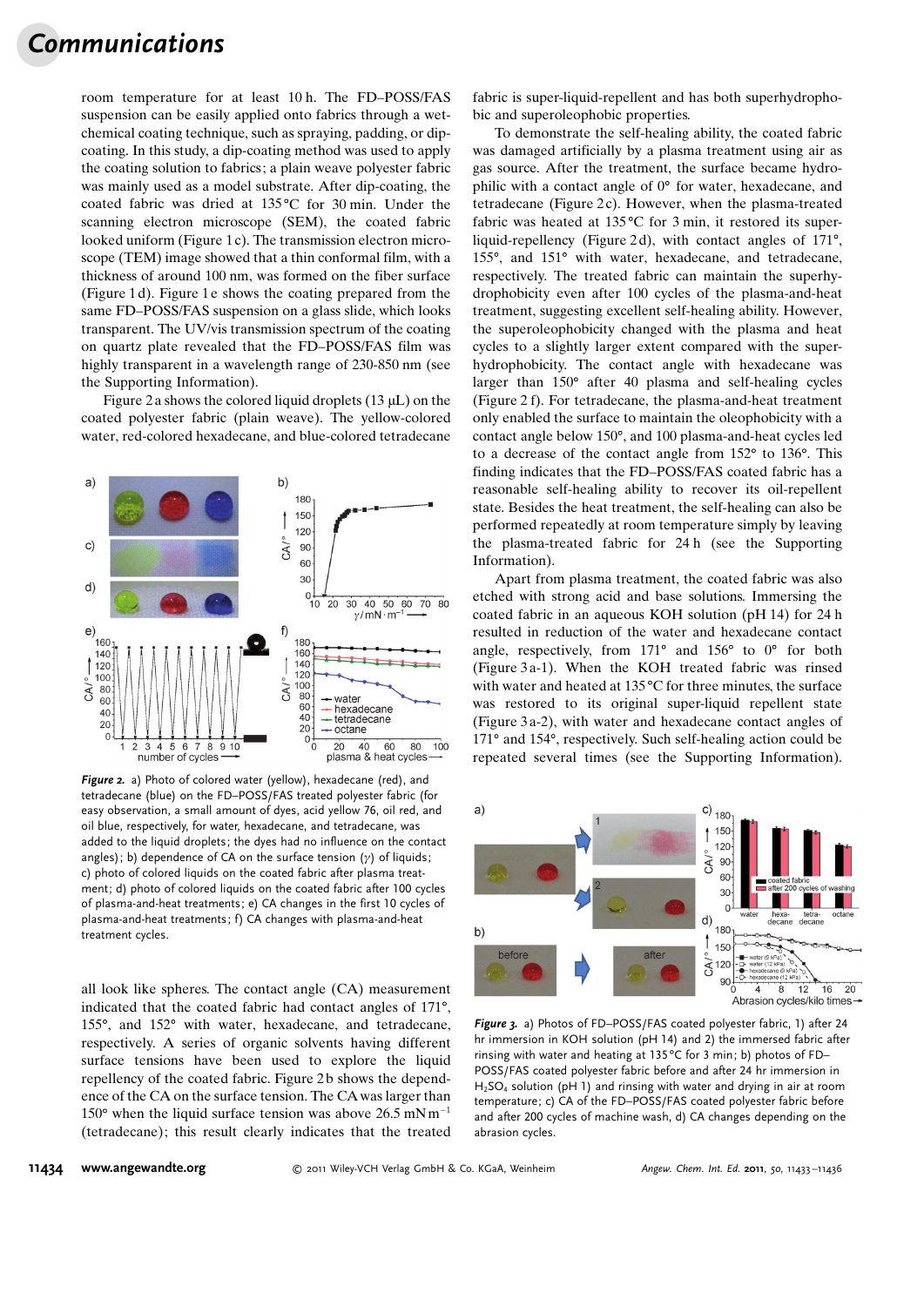room temperature for at least 10 h. The FD–POSS/FAS suspension can be easily applied onto fabrics through a wet-chemical coating technique, such as spraying, padding, or dip-coating. In this study, a dip-coating method was used to apply the coating solution to fabrics; a plain weave polyester fabric was mainly used as a model substrate. After dip-coating, the coated fabric was dried at 135 °C for 30 min. Under the scanning electron microscope (SEM), the coated fabric looked uniform (Figure 1 c). The transmission electron microscope (TEM) image showed that a thin conformal film, with a thickness of around 100 nm, was formed on the fiber surface (Figure 1 d). Figure 1 e shows the coating prepared from the same FD–POSS/FAS suspension on a glass slide, which looks transparent. The UV/vis transmission spectrum of the coating on quartz plate revealed that the FD–POSS/FAS film was highly transparent in a wavelength range of 230-850 nm (see the Supporting Information).

Figure 2 a shows the colored liquid droplets (13 μL) on the coated polyester fabric (plain weave). The yellow-colored water, red-colored hexadecane, and blue-colored tetradecane all look like spheres. The contact angle (CA) measurement indicated that the coated fabric had contact angles of 171°, 155°, and 152° with water, hexadecane, and tetradecane, respectively. A series of organic solvents having different surface tensions have been used to explore the liquid repellency of the coated fabric. Figure 2 b shows the dependence of the CA on the surface tension. The CA was larger than 150° when the liquid surface tension was above 26.5 $mN\,m^{-1}$ (tetradecane); this result clearly indicates that the treated fabric is super-liquid-repellent and has both superhydrophobic and superoleophobic properties.

*Figure 2.* a) Photo of colored water (yellow), hexadecane (red), and tetradecane (blue) on the FD–POSS/FAS treated polyester fabric (for easy observation, a small amount of dyes, acid yellow 76, oil red, and oil blue, respectively, for water, hexadecane, and tetradecane, was added to the liquid droplets; the dyes had no influence on the contact angles); b) dependence of CA on the surface tension ($\gamma$) of liquids; c) photo of colored liquids on the coated fabric after plasma treatment; d) photo of colored liquids on the coated fabric after 100 cycles of plasma-and-heat treatments; e) CA changes in the first 10 cycles of plasma-and-heat treatments; f) CA changes with plasma-and-heat treatment cycles.

To demonstrate the self-healing ability, the coated fabric was damaged artificially by a plasma treatment using air as gas source. After the treatment, the surface became hydrophilic with a contact angle of 0° for water, hexadecane, and tetradecane (Figure 2 c). However, when the plasma-treated fabric was heated at 135 °C for 3 min, it restored its super-liquid-repellency (Figure 2 d), with contact angles of 171°, 155°, and 151° with water, hexadecane, and tetradecane, respectively. The treated fabric can maintain the superhydrophobicity even after 100 cycles of the plasma-and-heat treatment, suggesting excellent self-healing ability. However, the superoleophobicity changed with the plasma and heat cycles to a slightly larger extent compared with the superhydrophobicity. The contact angle with hexadecane was larger than 150° after 40 plasma and self-healing cycles (Figure 2 f). For tetradecane, the plasma-and-heat treatment only enabled the surface to maintain the oleophobicity with a contact angle below 150°, and 100 plasma-and-heat cycles led to a decrease of the contact angle from 152° to 136°. This finding indicates that the FD–POSS/FAS coated fabric has a reasonable self-healing ability to recover its oil-repellent state. Besides the heat treatment, the self-healing can also be performed repeatedly at room temperature simply by leaving the plasma-treated fabric for 24 h (see the Supporting Information).

Apart from plasma treatment, the coated fabric was also etched with strong acid and base solutions. Immersing the coated fabric in an aqueous KOH solution (pH 14) for 24 h resulted in reduction of the water and hexadecane contact angle, respectively, from 171° and 156° to 0° for both (Figure 3 a-1). When the KOH treated fabric was rinsed with water and heated at 135 °C for three minutes, the surface was restored to its original super-liquid repellent state (Figure 3 a-2), with water and hexadecane contact angles of 171° and 154°, respectively. Such self-healing action could be repeated several times (see the Supporting Information).

*Figure 3.* a) Photos of FD–POSS/FAS coated polyester fabric, 1) after 24 hr immersion in KOH solution (pH 14) and 2) the immersed fabric after rinsing with water and heating at 135 °C for 3 min; b) photos of FD–POSS/FAS coated polyester fabric before and after 24 hr immersion in $H_2SO_4$ solution (pH 1) and rinsing with water and drying in air at room temperature; c) CA of the FD–POSS/FAS coated polyester fabric before and after 200 cycles of machine wash, d) CA changes depending on the abrasion cycles.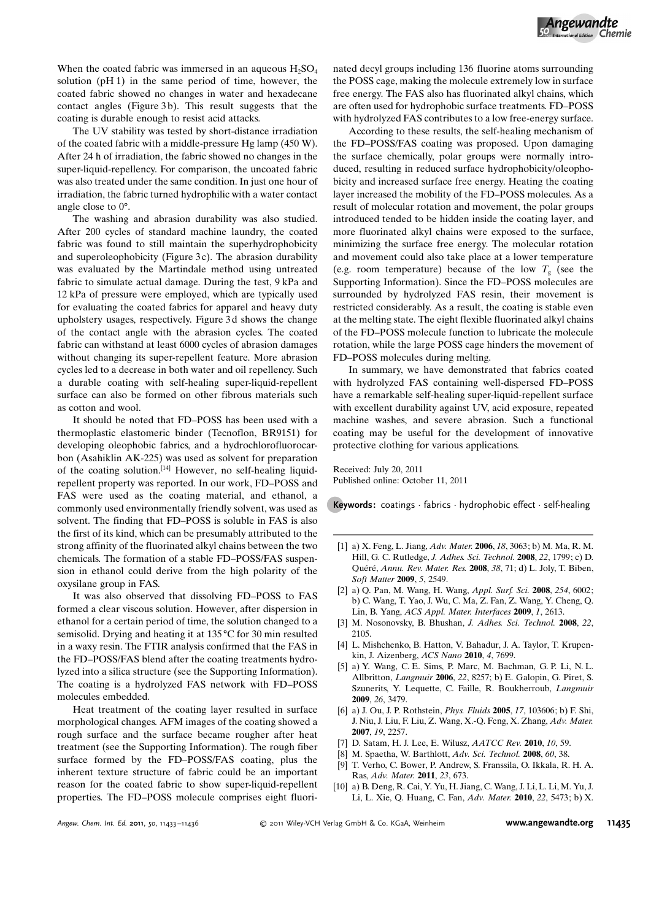When the coated fabric was immersed in an aqueous $H_2SO_4$ solution (pH 1) in the same period of time, however, the coated fabric showed no changes in water and hexadecane contact angles (Figure 3b). This result suggests that the coating is durable enough to resist acid attacks.

The UV stability was tested by short-distance irradiation of the coated fabric with a middle-pressure Hg lamp (450 W). After 24 h of irradiation, the fabric showed no changes in the super-liquid-repellency. For comparison, the uncoated fabric was also treated under the same condition. In just one hour of irradiation, the fabric turned hydrophilic with a water contact angle close to 0°.

The washing and abrasion durability was also studied. After 200 cycles of standard machine laundry, the coated fabric was found to still maintain the superhydrophobicity and superoleophobicity (Figure 3c). The abrasion durability was evaluated by the Martindale method using untreated fabric to simulate actual damage. During the test, 9 kPa and 12 kPa of pressure were employed, which are typically used for evaluating the coated fabrics for apparel and heavy duty upholstery usages, respectively. Figure 3d shows the change of the contact angle with the abrasion cycles. The coated fabric can withstand at least 6000 cycles of abrasion damages without changing its super-repellent feature. More abrasion cycles led to a decrease in both water and oil repellency. Such a durable coating with self-healing super-liquid-repellent surface can also be formed on other fibrous materials such as cotton and wool.

It should be noted that FD–POSS has been used with a thermoplastic elastomeric binder (Tecnoflon, BR9151) for developing oleophobic fabrics, and a hydrochlorofluorocarbon (Asahiklin AK-225) was used as solvent for preparation of the coating solution.[14] However, no self-healing liquid-repellent property was reported. In our work, FD–POSS and FAS were used as the coating material, and ethanol, a commonly used environmentally friendly solvent, was used as solvent. The finding that FD–POSS is soluble in FAS is also the first of its kind, which can be presumably attributed to the strong affinity of the fluorinated alkyl chains between the two chemicals. The formation of a stable FD–POSS/FAS suspension in ethanol could derive from the high polarity of the oxysilane group in FAS.

It was also observed that dissolving FD–POSS to FAS formed a clear viscous solution. However, after dispersion in ethanol for a certain period of time, the solution changed to a semisolid. Drying and heating it at 135 °C for 30 min resulted in a waxy resin. The FTIR analysis confirmed that the FAS in the FD–POSS/FAS blend after the coating treatments hydrolyzed into a silica structure (see the Supporting Information). The coating is a hydrolyzed FAS network with FD–POSS molecules embedded.

Heat treatment of the coating layer resulted in surface morphological changes. AFM images of the coating showed a rough surface and the surface became rougher after heat treatment (see the Supporting Information). The rough fiber surface formed by the FD–POSS/FAS coating, plus the inherent texture structure of fabric could be an important reason for the coated fabric to show super-liquid-repellent properties. The FD–POSS molecule comprises eight fluorinated decyl groups including 136 fluorine atoms surrounding the POSS cage, making the molecule extremely low in surface free energy. The FAS also has fluorinated alkyl chains, which are often used for hydrophobic surface treatments. FD–POSS with hydrolyzed FAS contributes to a low free-energy surface.

According to these results, the self-healing mechanism of the FD–POSS/FAS coating was proposed. Upon damaging the surface chemically, polar groups were normally introduced, resulting in reduced surface hydrophobicity/oleophobicity and increased surface free energy. Heating the coating layer increased the mobility of the FD–POSS molecules. As a result of molecular rotation and movement, the polar groups introduced tended to be hidden inside the coating layer, and more fluorinated alkyl chains were exposed to the surface, minimizing the surface free energy. The molecular rotation and movement could also take place at a lower temperature (e.g. room temperature) because of the low $T_g$ (see the Supporting Information). Since the FD–POSS molecules are surrounded by hydrolyzed FAS resin, their movement is restricted considerably. As a result, the coating is stable even at the melting state. The eight flexible fluorinated alkyl chains of the FD–POSS molecule function to lubricate the molecule rotation, while the large POSS cage hinders the movement of FD–POSS molecules during melting.

In summary, we have demonstrated that fabrics coated with hydrolyzed FAS containing well-dispersed FD–POSS have a remarkable self-healing super-liquid-repellent surface with excellent durability against UV, acid exposure, repeated machine washes, and severe abrasion. Such a functional coating may be useful for the development of innovative protective clothing for various applications.

Received: July 20, 2011
Published online: October 11, 2011

**Keywords:** coatings · fabrics · hydrophobic effect · self-healing

[1] a) X. Feng, L. Jiang, *Adv. Mater.* **2006**, *18*, 3063; b) M. Ma, R. M. Hill, G. C. Rutledge, *J. Adhes. Sci. Technol.* **2008**, *22*, 1799; c) D. Quéré, *Annu. Rev. Mater. Res.* **2008**, *38*, 71; d) L. Joly, T. Biben, *Soft Matter* **2009**, *5*, 2549.

[2] a) Q. Pan, M. Wang, H. Wang, *Appl. Surf. Sci.* **2008**, *254*, 6002; b) C. Wang, T. Yao, J. Wu, C. Ma, Z. Fan, Z. Wang, Y. Cheng, Q. Lin, B. Yang, *ACS Appl. Mater. Interfaces* **2009**, *1*, 2613.

[3] M. Nosonovsky, B. Bhushan, *J. Adhes. Sci. Technol.* **2008**, *22*, 2105.

[4] L. Mishchenko, B. Hatton, V. Bahadur, J. A. Taylor, T. Krupenkin, J. Aizenberg, *ACS Nano* **2010**, *4*, 7699.

[5] a) Y. Wang, C. E. Sims, P. Marc, M. Bachman, G. P. Li, N. L. Allbritton, *Langmuir* **2006**, *22*, 8257; b) E. Galopin, G. Piret, S. Szunerits, Y. Lequette, C. Faille, R. Boukherroub, *Langmuir* **2009**, *26*, 3479.

[6] a) J. Ou, J. P. Rothstein, *Phys. Fluids* **2005**, *17*, 103606; b) F. Shi, J. Niu, J. Liu, F. Liu, Z. Wang, X.-Q. Feng, X. Zhang, *Adv. Mater.* **2007**, *19*, 2257.

[7] D. Satam, H. J. Lee, E. Wilusz, *AATCC Rev.* **2010**, *10*, 59.

[8] M. Spaetha, W. Barthlott, *Adv. Sci. Technol.* **2008**, *60*, 38.

[9] T. Verho, C. Bower, P. Andrew, S. Franssila, O. Ikkala, R. H. A. Ras, *Adv. Mater.* **2011**, *23*, 673.

[10] a) B. Deng, R. Cai, Y. Yu, H. Jiang, C. Wang, J. Li, L. Li, M. Yu, J. Li, L. Xie, Q. Huang, C. Fan, *Adv. Mater.* **2010**, *22*, 5473; b) X.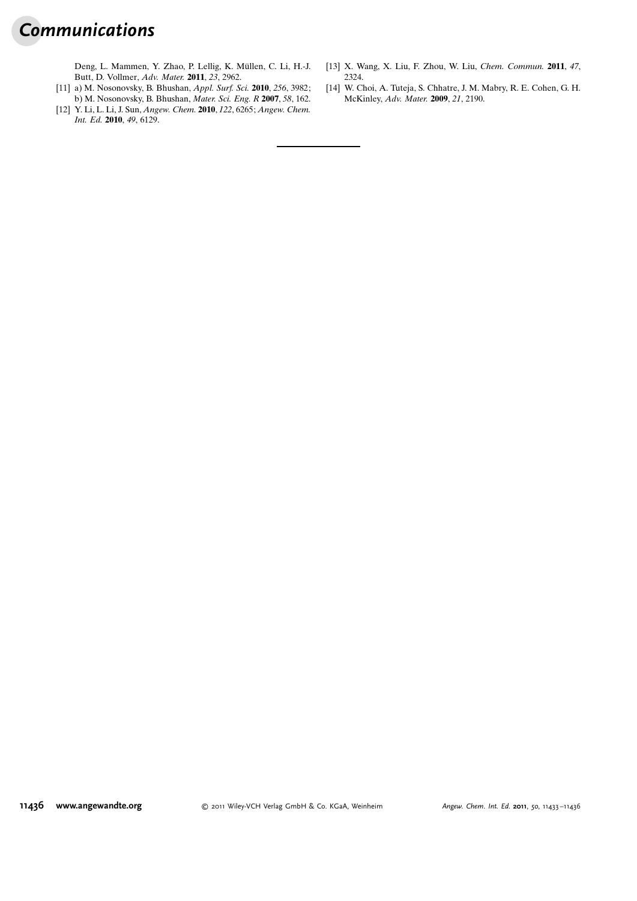Deng, L. Mammen, Y. Zhao, P. Lellig, K. Müllen, C. Li, H.-J. Butt, D. Vollmer, *Adv. Mater.* **2011**, *23*, 2962.

[11] a) M. Nosonovsky, B. Bhushan, *Appl. Surf. Sci.* **2010**, *256*, 3982; b) M. Nosonovsky, B. Bhushan, *Mater. Sci. Eng. R* **2007**, *58*, 162.

[12] Y. Li, L. Li, J. Sun, *Angew. Chem.* **2010**, *122*, 6265; *Angew. Chem. Int. Ed.* **2010**, *49*, 6129.

[13] X. Wang, X. Liu, F. Zhou, W. Liu, *Chem. Commun.* **2011**, *47*, 2324.

[14] W. Choi, A. Tuteja, S. Chhatre, J. M. Mabry, R. E. Cohen, G. H. McKinley, *Adv. Mater.* **2009**, *21*, 2190.